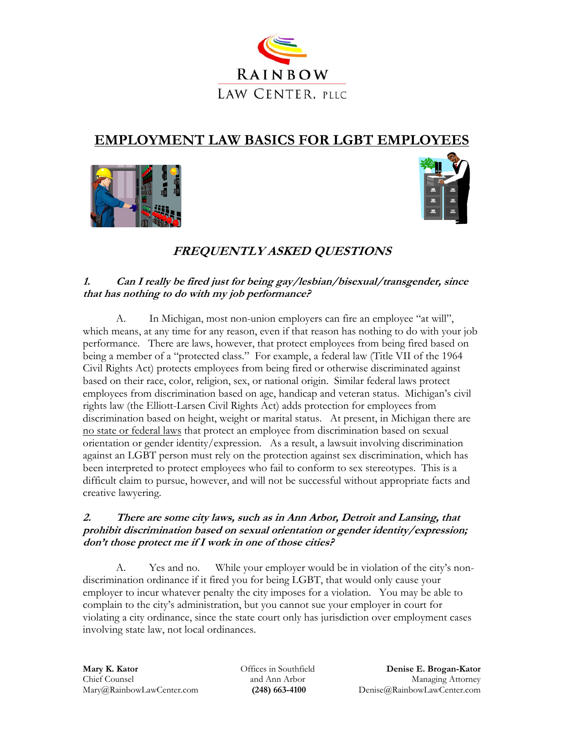RAINBOW

LAW CENTER, PLLC

# EMPLOYMENT LAW BASICS FOR LGBT EMPLOYEES

## *FREQUENTLY ASKED QUESTIONS*

### *1. Can I really be fired just for being gay/lesbian/bisexual/transgender, since that has nothing to do with my job performance?*

A. In Michigan, most non-union employers can fire an employee "at will", which means, at any time for any reason, even if that reason has nothing to do with your job performance. There are laws, however, that protect employees from being fired based on being a member of a "protected class." For example, a federal law (Title VII of the 1964 Civil Rights Act) protects employees from being fired or otherwise discriminated against based on their race, color, religion, sex, or national origin. Similar federal laws protect employees from discrimination based on age, handicap and veteran status. Michigan's civil rights law (the Elliott-Larsen Civil Rights Act) adds protection for employees from discrimination based on height, weight or marital status. At present, in Michigan there are <u>no state or federal laws</u> that protect an employee from discrimination based on sexual orientation or gender identity/expression. As a result, a lawsuit involving discrimination against an LGBT person must rely on the protection against sex discrimination, which has been interpreted to protect employees who fail to conform to sex stereotypes. This is a difficult claim to pursue, however, and will not be successful without appropriate facts and creative lawyering.

### *2. There are some city laws, such as in Ann Arbor, Detroit and Lansing, that prohibit discrimination based on sexual orientation or gender identity/expression; don't those protect me if I work in one of those cities?*

A. Yes and no. While your employer would be in violation of the city's non-discrimination ordinance if it fired you for being LGBT, that would only cause your employer to incur whatever penalty the city imposes for a violation. You may be able to complain to the city's administration, but you cannot sue your employer in court for violating a city ordinance, since the state court only has jurisdiction over employment cases involving state law, not local ordinances.

**Mary K. Kator**
Chief Counsel
Mary@RainbowLawCenter.com

Offices in Southfield
and Ann Arbor
**(248) 663-4100**

**Denise E. Brogan-Kator**
Managing Attorney
Denise@RainbowLawCenter.com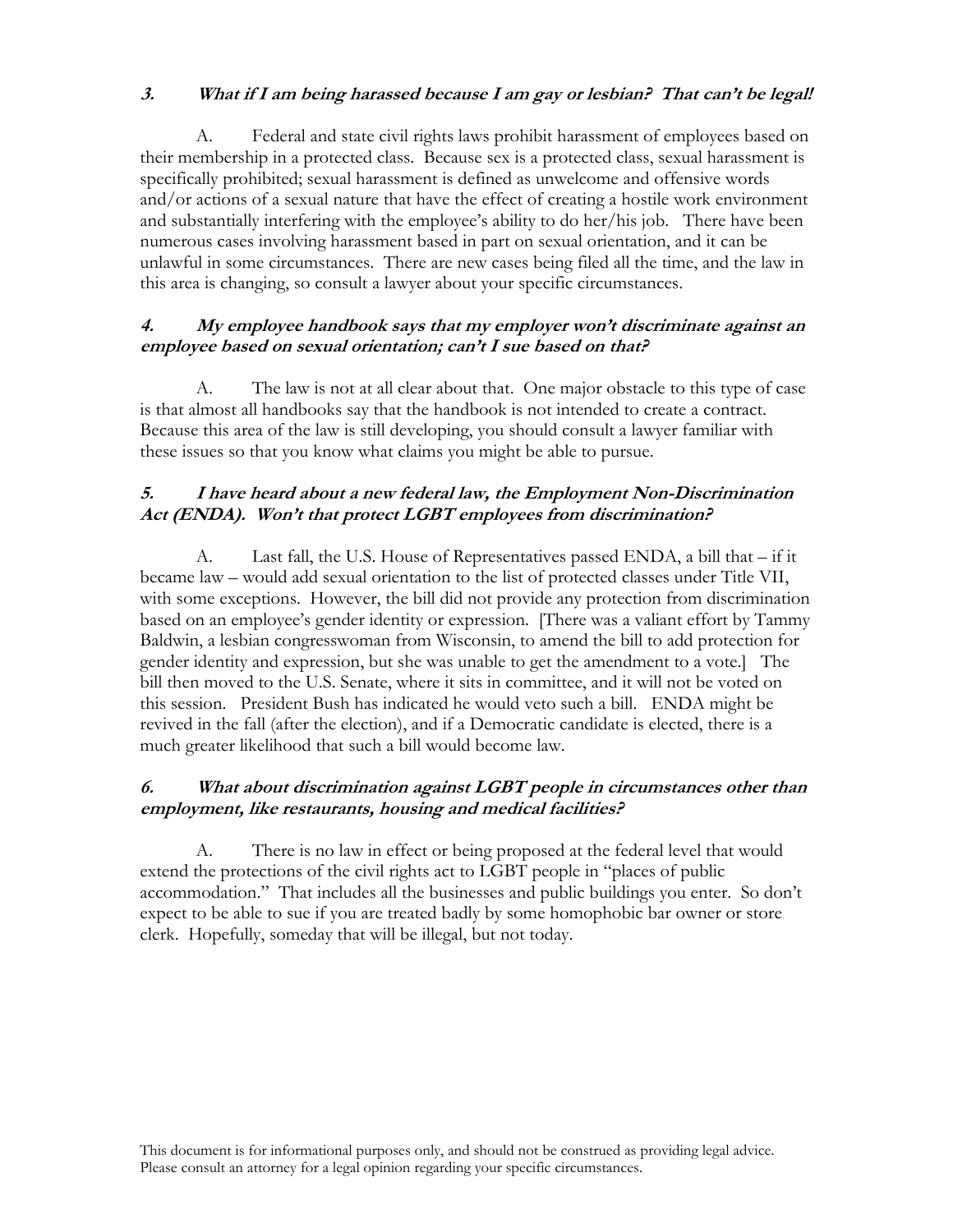### 3. *What if I am being harassed because I am gay or lesbian? That can't be legal!*

A. Federal and state civil rights laws prohibit harassment of employees based on their membership in a protected class. Because sex is a protected class, sexual harassment is specifically prohibited; sexual harassment is defined as unwelcome and offensive words and/or actions of a sexual nature that have the effect of creating a hostile work environment and substantially interfering with the employee's ability to do her/his job. There have been numerous cases involving harassment based in part on sexual orientation, and it can be unlawful in some circumstances. There are new cases being filed all the time, and the law in this area is changing, so consult a lawyer about your specific circumstances.

### 4. *My employee handbook says that my employer won't discriminate against an employee based on sexual orientation; can't I sue based on that?*

A. The law is not at all clear about that. One major obstacle to this type of case is that almost all handbooks say that the handbook is not intended to create a contract. Because this area of the law is still developing, you should consult a lawyer familiar with these issues so that you know what claims you might be able to pursue.

### 5. *I have heard about a new federal law, the Employment Non-Discrimination Act (ENDA). Won't that protect LGBT employees from discrimination?*

A. Last fall, the U.S. House of Representatives passed ENDA, a bill that – if it became law – would add sexual orientation to the list of protected classes under Title VII, with some exceptions. However, the bill did not provide any protection from discrimination based on an employee's gender identity or expression. [There was a valiant effort by Tammy Baldwin, a lesbian congresswoman from Wisconsin, to amend the bill to add protection for gender identity and expression, but she was unable to get the amendment to a vote.] The bill then moved to the U.S. Senate, where it sits in committee, and it will not be voted on this session. President Bush has indicated he would veto such a bill. ENDA might be revived in the fall (after the election), and if a Democratic candidate is elected, there is a much greater likelihood that such a bill would become law.

### 6. *What about discrimination against LGBT people in circumstances other than employment, like restaurants, housing and medical facilities?*

A. There is no law in effect or being proposed at the federal level that would extend the protections of the civil rights act to LGBT people in "places of public accommodation." That includes all the businesses and public buildings you enter. So don't expect to be able to sue if you are treated badly by some homophobic bar owner or store clerk. Hopefully, someday that will be illegal, but not today.

This document is for informational purposes only, and should not be construed as providing legal advice. Please consult an attorney for a legal opinion regarding your specific circumstances.